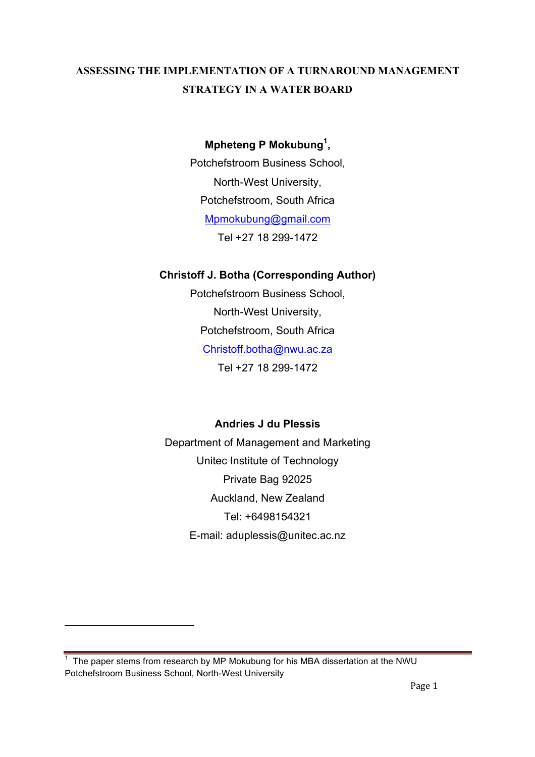# ASSESSING THE IMPLEMENTATION OF A TURNAROUND MANAGEMENT STRATEGY IN A WATER BOARD

**Mpheteng P Mokubung[1],**

Potchefstroom Business School,

North-West University,

Potchefstroom, South Africa

Mpmokubung@gmail.com

Tel +27 18 299-1472

**Christoff J. Botha (Corresponding Author)**

Potchefstroom Business School,

North-West University,

Potchefstroom, South Africa

Christoff.botha@nwu.ac.za

Tel +27 18 299-1472

**Andries J du Plessis**

Department of Management and Marketing

Unitec Institute of Technology

Private Bag 92025

Auckland, New Zealand

Tel: +6498154321

E-mail: aduplessis@unitec.ac.nz

---

[1] The paper stems from research by MP Mokubung for his MBA dissertation at the NWU Potchefstroom Business School, North-West University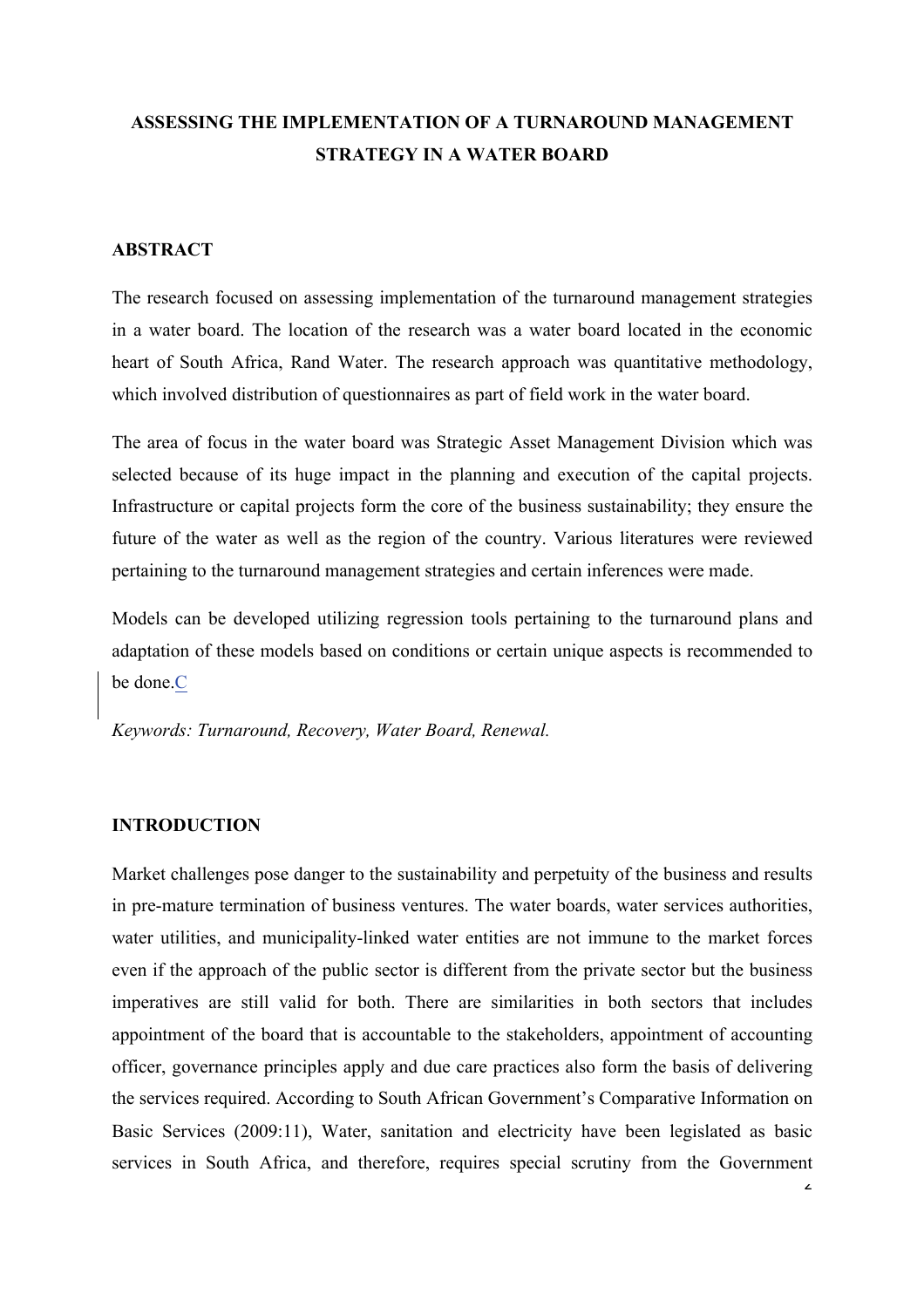# ASSESSING THE IMPLEMENTATION OF A TURNAROUND MANAGEMENT STRATEGY IN A WATER BOARD

## ABSTRACT

The research focused on assessing implementation of the turnaround management strategies in a water board. The location of the research was a water board located in the economic heart of South Africa, Rand Water. The research approach was quantitative methodology, which involved distribution of questionnaires as part of field work in the water board.

The area of focus in the water board was Strategic Asset Management Division which was selected because of its huge impact in the planning and execution of the capital projects. Infrastructure or capital projects form the core of the business sustainability; they ensure the future of the water as well as the region of the country. Various literatures were reviewed pertaining to the turnaround management strategies and certain inferences were made.

Models can be developed utilizing regression tools pertaining to the turnaround plans and adaptation of these models based on conditions or certain unique aspects is recommended to be done.C

*Keywords: Turnaround, Recovery, Water Board, Renewal.*

## INTRODUCTION

Market challenges pose danger to the sustainability and perpetuity of the business and results in pre-mature termination of business ventures. The water boards, water services authorities, water utilities, and municipality-linked water entities are not immune to the market forces even if the approach of the public sector is different from the private sector but the business imperatives are still valid for both. There are similarities in both sectors that includes appointment of the board that is accountable to the stakeholders, appointment of accounting officer, governance principles apply and due care practices also form the basis of delivering the services required. According to South African Government's Comparative Information on Basic Services (2009:11), Water, sanitation and electricity have been legislated as basic services in South Africa, and therefore, requires special scrutiny from the Government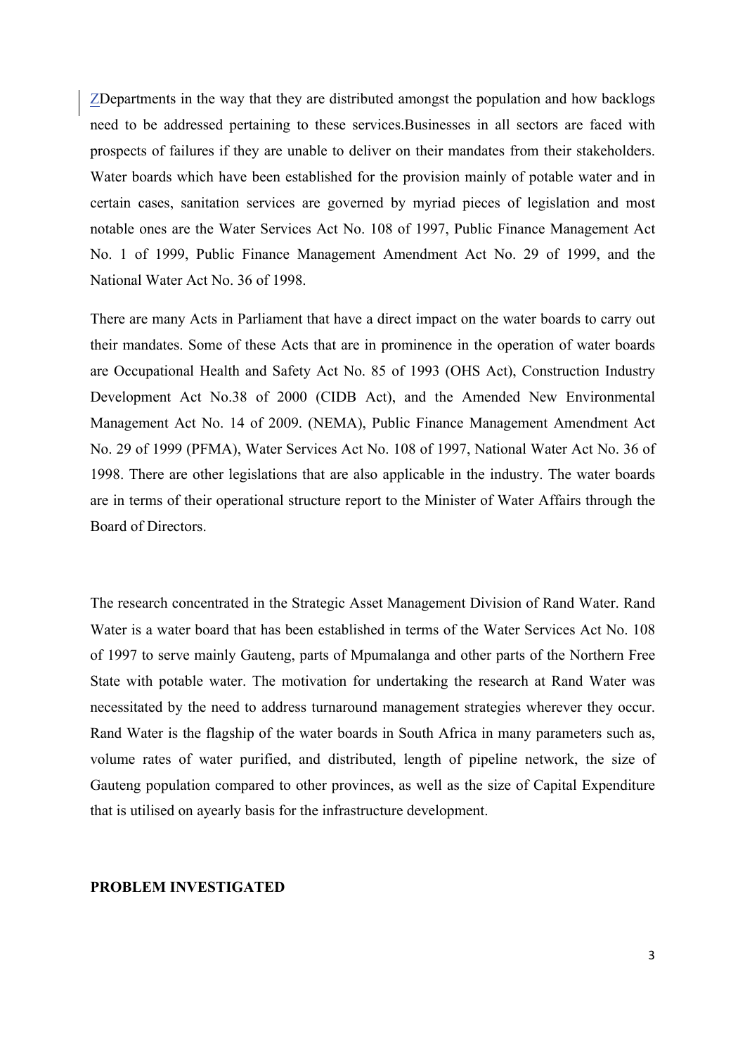ZDepartments in the way that they are distributed amongst the population and how backlogs need to be addressed pertaining to these services.Businesses in all sectors are faced with prospects of failures if they are unable to deliver on their mandates from their stakeholders. Water boards which have been established for the provision mainly of potable water and in certain cases, sanitation services are governed by myriad pieces of legislation and most notable ones are the Water Services Act No. 108 of 1997, Public Finance Management Act No. 1 of 1999, Public Finance Management Amendment Act No. 29 of 1999, and the National Water Act No. 36 of 1998.

There are many Acts in Parliament that have a direct impact on the water boards to carry out their mandates. Some of these Acts that are in prominence in the operation of water boards are Occupational Health and Safety Act No. 85 of 1993 (OHS Act), Construction Industry Development Act No.38 of 2000 (CIDB Act), and the Amended New Environmental Management Act No. 14 of 2009. (NEMA), Public Finance Management Amendment Act No. 29 of 1999 (PFMA), Water Services Act No. 108 of 1997, National Water Act No. 36 of 1998. There are other legislations that are also applicable in the industry. The water boards are in terms of their operational structure report to the Minister of Water Affairs through the Board of Directors.

The research concentrated in the Strategic Asset Management Division of Rand Water. Rand Water is a water board that has been established in terms of the Water Services Act No. 108 of 1997 to serve mainly Gauteng, parts of Mpumalanga and other parts of the Northern Free State with potable water. The motivation for undertaking the research at Rand Water was necessitated by the need to address turnaround management strategies wherever they occur. Rand Water is the flagship of the water boards in South Africa in many parameters such as, volume rates of water purified, and distributed, length of pipeline network, the size of Gauteng population compared to other provinces, as well as the size of Capital Expenditure that is utilised on ayearly basis for the infrastructure development.

**PROBLEM INVESTIGATED**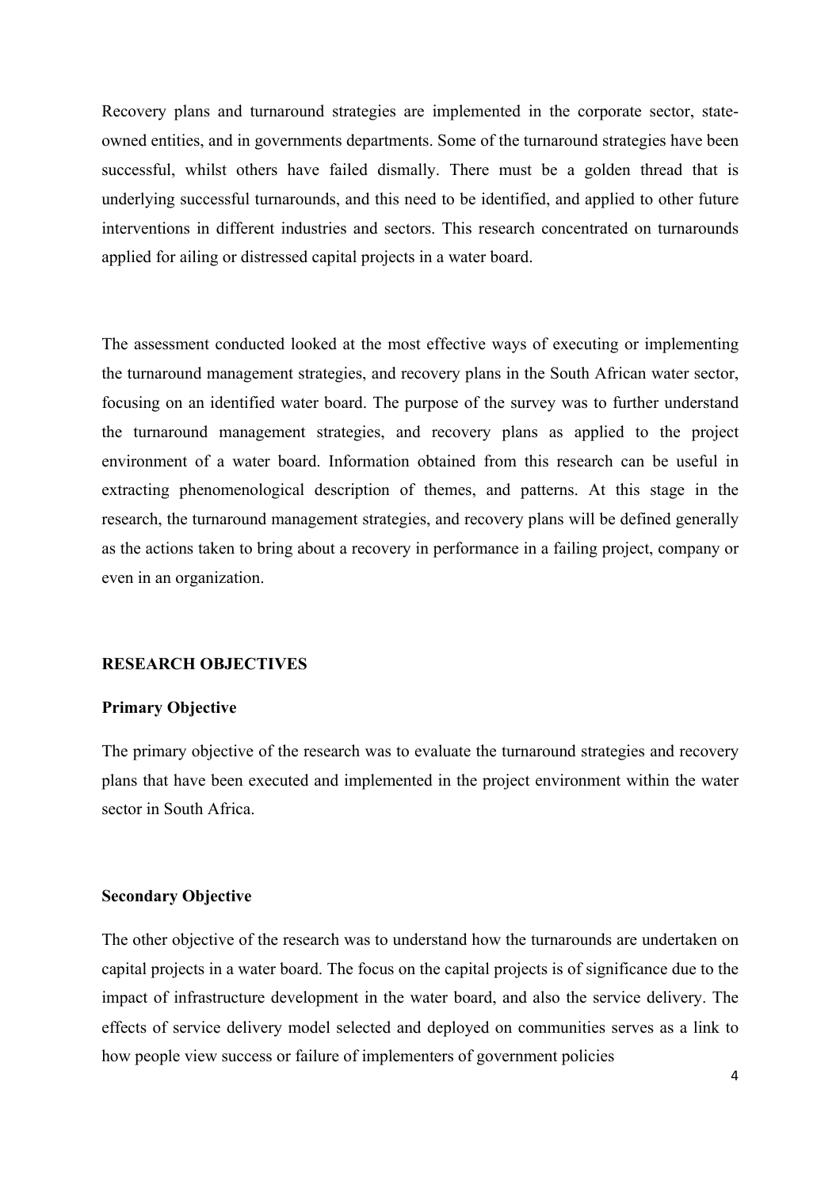Recovery plans and turnaround strategies are implemented in the corporate sector, state-owned entities, and in governments departments. Some of the turnaround strategies have been successful, whilst others have failed dismally. There must be a golden thread that is underlying successful turnarounds, and this need to be identified, and applied to other future interventions in different industries and sectors. This research concentrated on turnarounds applied for ailing or distressed capital projects in a water board.

The assessment conducted looked at the most effective ways of executing or implementing the turnaround management strategies, and recovery plans in the South African water sector, focusing on an identified water board. The purpose of the survey was to further understand the turnaround management strategies, and recovery plans as applied to the project environment of a water board. Information obtained from this research can be useful in extracting phenomenological description of themes, and patterns. At this stage in the research, the turnaround management strategies, and recovery plans will be defined generally as the actions taken to bring about a recovery in performance in a failing project, company or even in an organization.

## RESEARCH OBJECTIVES

### Primary Objective

The primary objective of the research was to evaluate the turnaround strategies and recovery plans that have been executed and implemented in the project environment within the water sector in South Africa.

### Secondary Objective

The other objective of the research was to understand how the turnarounds are undertaken on capital projects in a water board. The focus on the capital projects is of significance due to the impact of infrastructure development in the water board, and also the service delivery. The effects of service delivery model selected and deployed on communities serves as a link to how people view success or failure of implementers of government policies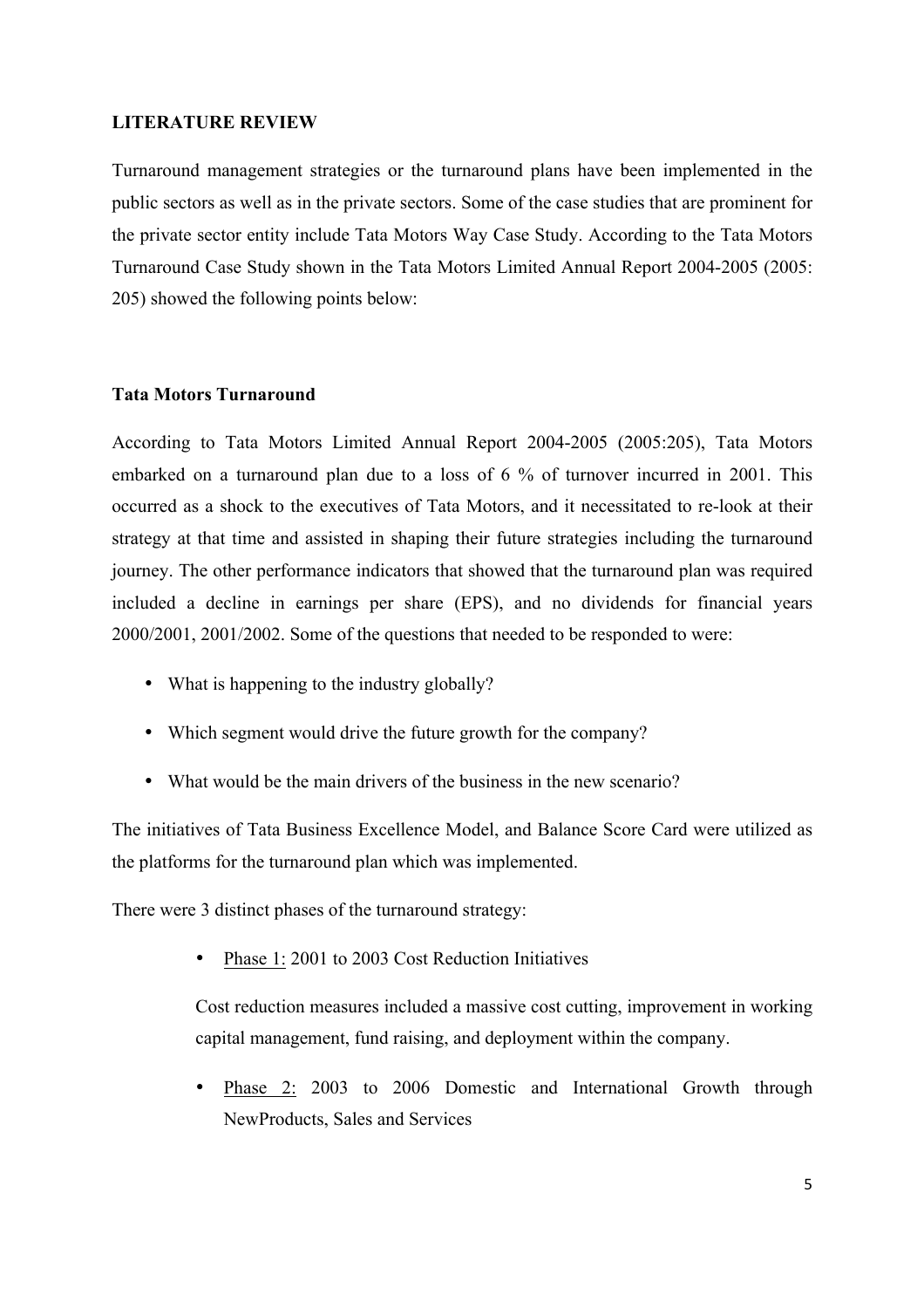**LITERATURE REVIEW**

Turnaround management strategies or the turnaround plans have been implemented in the public sectors as well as in the private sectors. Some of the case studies that are prominent for the private sector entity include Tata Motors Way Case Study. According to the Tata Motors Turnaround Case Study shown in the Tata Motors Limited Annual Report 2004-2005 (2005: 205) showed the following points below:

**Tata Motors Turnaround**

According to Tata Motors Limited Annual Report 2004-2005 (2005:205), Tata Motors embarked on a turnaround plan due to a loss of 6 % of turnover incurred in 2001. This occurred as a shock to the executives of Tata Motors, and it necessitated to re-look at their strategy at that time and assisted in shaping their future strategies including the turnaround journey. The other performance indicators that showed that the turnaround plan was required included a decline in earnings per share (EPS), and no dividends for financial years 2000/2001, 2001/2002. Some of the questions that needed to be responded to were:

- What is happening to the industry globally?
- Which segment would drive the future growth for the company?
- What would be the main drivers of the business in the new scenario?

The initiatives of Tata Business Excellence Model, and Balance Score Card were utilized as the platforms for the turnaround plan which was implemented.

There were 3 distinct phases of the turnaround strategy:

- <u>Phase 1:</u> 2001 to 2003 Cost Reduction Initiatives

  Cost reduction measures included a massive cost cutting, improvement in working capital management, fund raising, and deployment within the company.

- <u>Phase 2:</u> 2003 to 2006 Domestic and International Growth through NewProducts, Sales and Services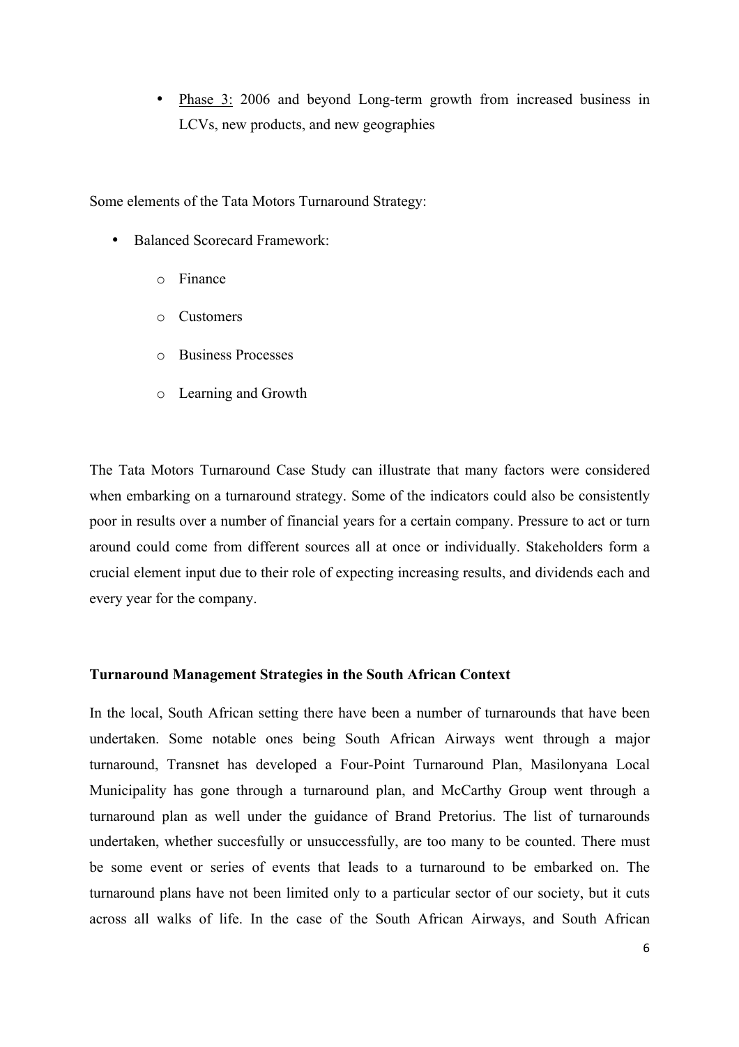- Phase 3: 2006 and beyond Long-term growth from increased business in LCVs, new products, and new geographies

Some elements of the Tata Motors Turnaround Strategy:

- Balanced Scorecard Framework:
  - Finance
  - Customers
  - Business Processes
  - Learning and Growth

The Tata Motors Turnaround Case Study can illustrate that many factors were considered when embarking on a turnaround strategy. Some of the indicators could also be consistently poor in results over a number of financial years for a certain company. Pressure to act or turn around could come from different sources all at once or individually. Stakeholders form a crucial element input due to their role of expecting increasing results, and dividends each and every year for the company.

**Turnaround Management Strategies in the South African Context**

In the local, South African setting there have been a number of turnarounds that have been undertaken. Some notable ones being South African Airways went through a major turnaround, Transnet has developed a Four-Point Turnaround Plan, Masilonyana Local Municipality has gone through a turnaround plan, and McCarthy Group went through a turnaround plan as well under the guidance of Brand Pretorius. The list of turnarounds undertaken, whether succesfully or unsuccessfully, are too many to be counted. There must be some event or series of events that leads to a turnaround to be embarked on. The turnaround plans have not been limited only to a particular sector of our society, but it cuts across all walks of life. In the case of the South African Airways, and South African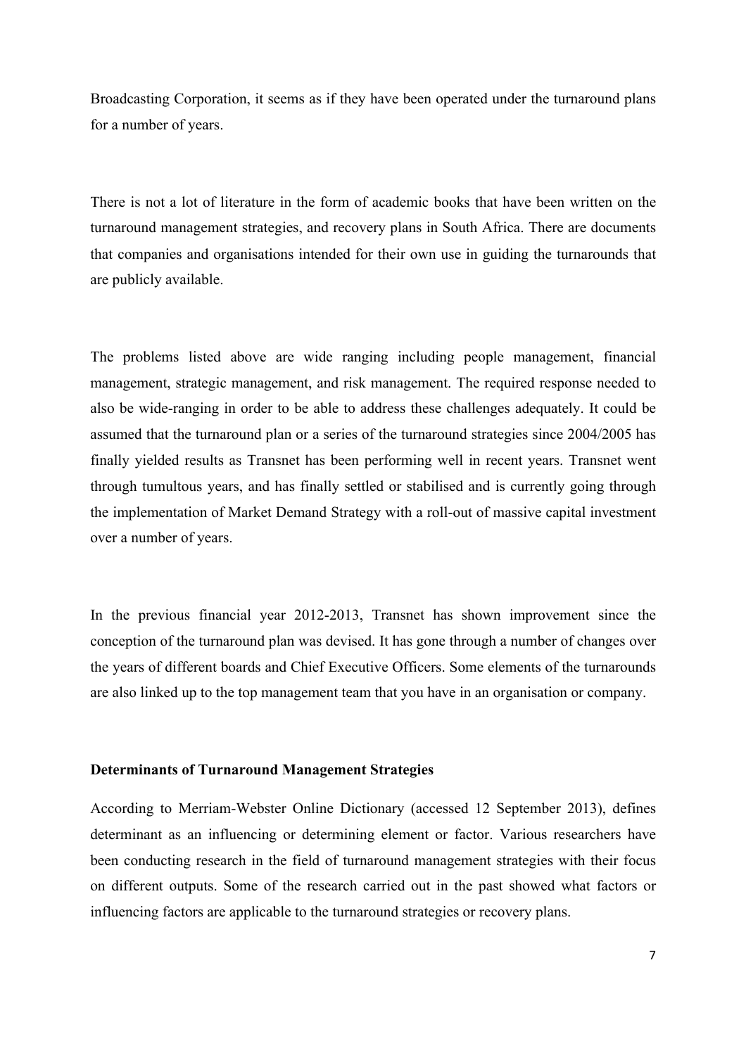Broadcasting Corporation, it seems as if they have been operated under the turnaround plans for a number of years.

There is not a lot of literature in the form of academic books that have been written on the turnaround management strategies, and recovery plans in South Africa. There are documents that companies and organisations intended for their own use in guiding the turnarounds that are publicly available.

The problems listed above are wide ranging including people management, financial management, strategic management, and risk management. The required response needed to also be wide-ranging in order to be able to address these challenges adequately. It could be assumed that the turnaround plan or a series of the turnaround strategies since 2004/2005 has finally yielded results as Transnet has been performing well in recent years. Transnet went through tumultous years, and has finally settled or stabilised and is currently going through the implementation of Market Demand Strategy with a roll-out of massive capital investment over a number of years.

In the previous financial year 2012-2013, Transnet has shown improvement since the conception of the turnaround plan was devised. It has gone through a number of changes over the years of different boards and Chief Executive Officers. Some elements of the turnarounds are also linked up to the top management team that you have in an organisation or company.

**Determinants of Turnaround Management Strategies**

According to Merriam-Webster Online Dictionary (accessed 12 September 2013), defines determinant as an influencing or determining element or factor. Various researchers have been conducting research in the field of turnaround management strategies with their focus on different outputs. Some of the research carried out in the past showed what factors or influencing factors are applicable to the turnaround strategies or recovery plans.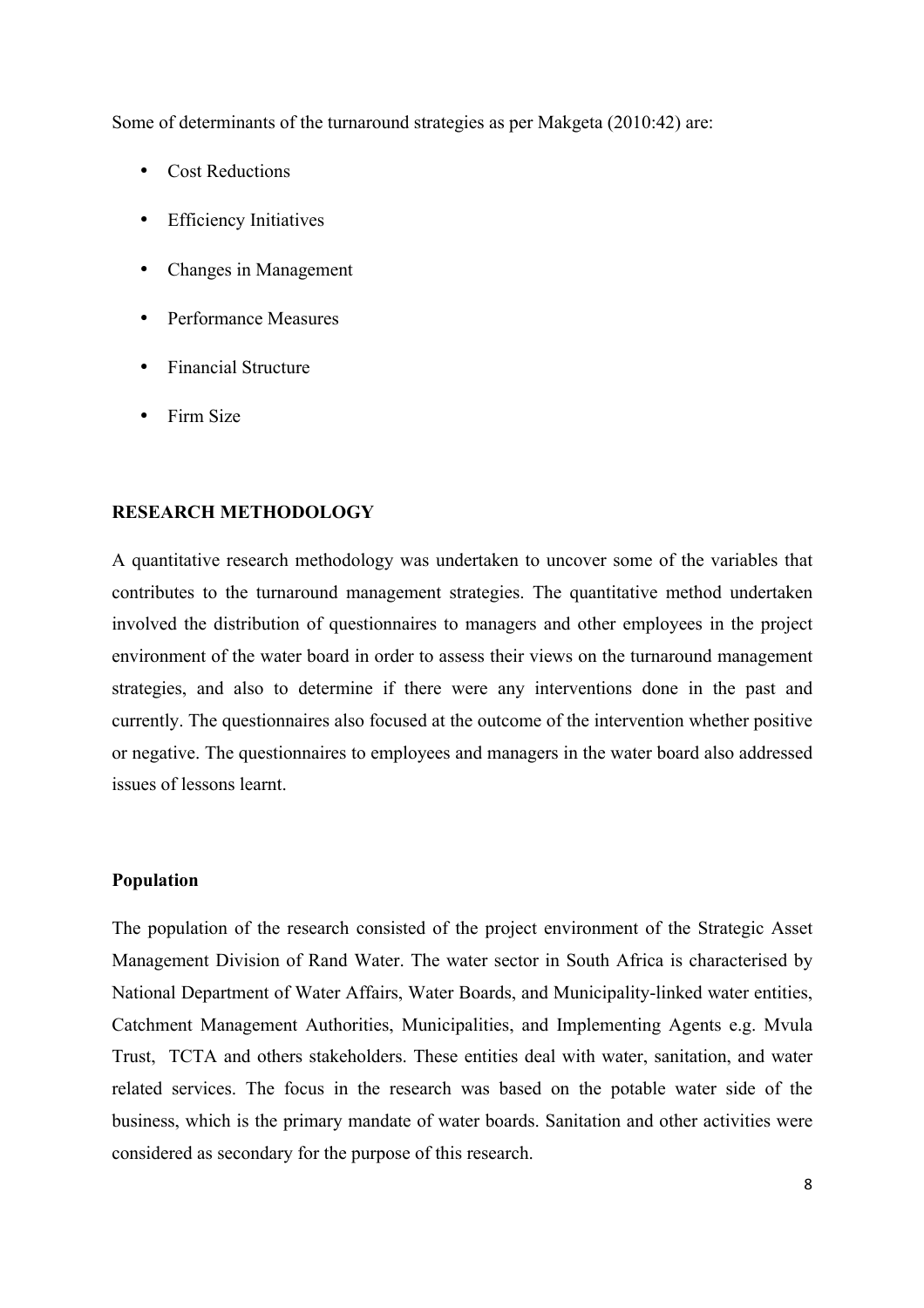Some of determinants of the turnaround strategies as per Makgeta (2010:42) are:

- Cost Reductions
- Efficiency Initiatives
- Changes in Management
- Performance Measures
- Financial Structure
- Firm Size

## RESEARCH METHODOLOGY

A quantitative research methodology was undertaken to uncover some of the variables that contributes to the turnaround management strategies. The quantitative method undertaken involved the distribution of questionnaires to managers and other employees in the project environment of the water board in order to assess their views on the turnaround management strategies, and also to determine if there were any interventions done in the past and currently. The questionnaires also focused at the outcome of the intervention whether positive or negative. The questionnaires to employees and managers in the water board also addressed issues of lessons learnt.

### Population

The population of the research consisted of the project environment of the Strategic Asset Management Division of Rand Water. The water sector in South Africa is characterised by National Department of Water Affairs, Water Boards, and Municipality-linked water entities, Catchment Management Authorities, Municipalities, and Implementing Agents e.g. Mvula Trust, TCTA and others stakeholders. These entities deal with water, sanitation, and water related services. The focus in the research was based on the potable water side of the business, which is the primary mandate of water boards. Sanitation and other activities were considered as secondary for the purpose of this research.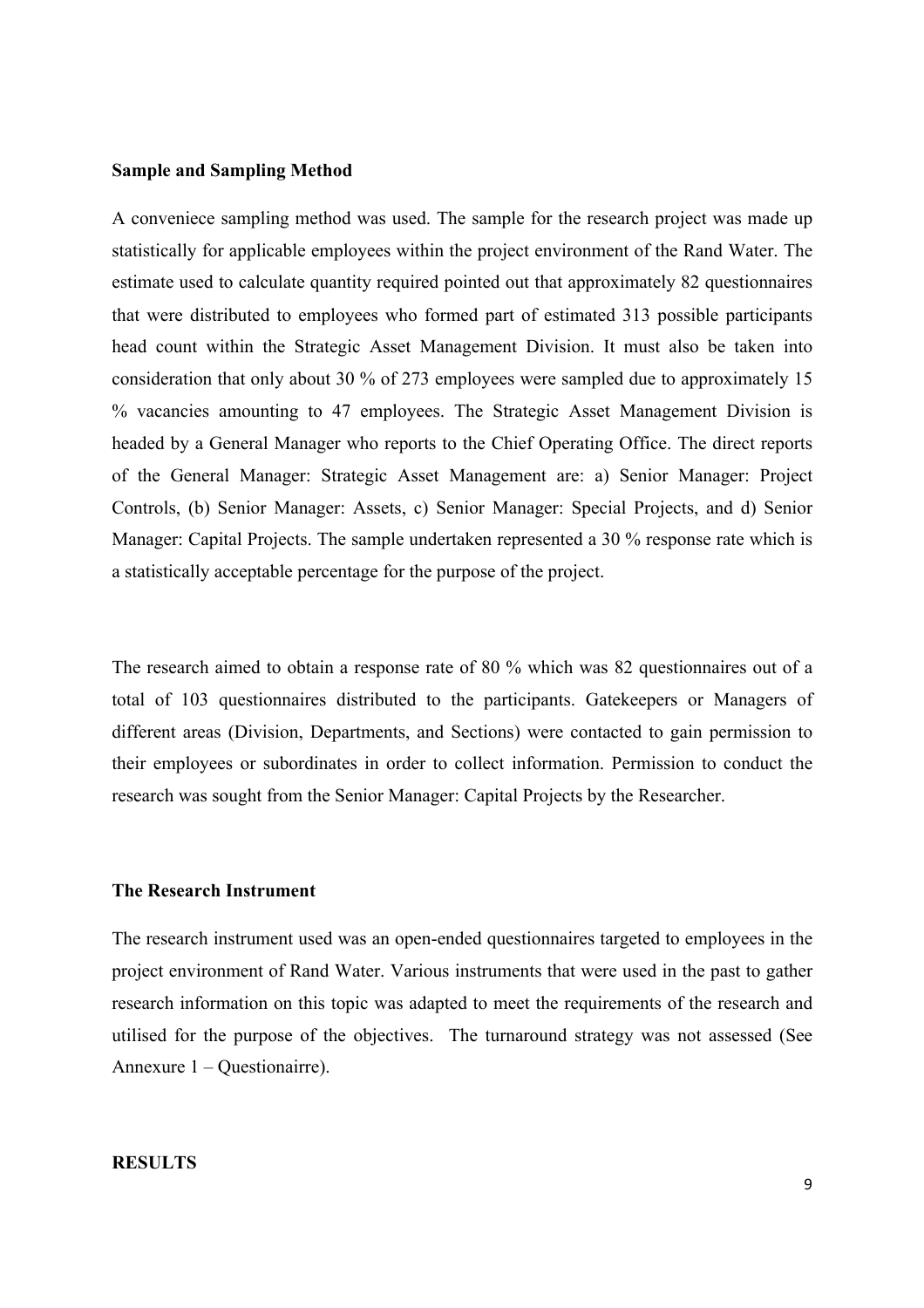**Sample and Sampling Method**

A conveniece sampling method was used. The sample for the research project was made up statistically for applicable employees within the project environment of the Rand Water. The estimate used to calculate quantity required pointed out that approximately 82 questionnaires that were distributed to employees who formed part of estimated 313 possible participants head count within the Strategic Asset Management Division. It must also be taken into consideration that only about 30 % of 273 employees were sampled due to approximately 15 % vacancies amounting to 47 employees. The Strategic Asset Management Division is headed by a General Manager who reports to the Chief Operating Office. The direct reports of the General Manager: Strategic Asset Management are: a) Senior Manager: Project Controls, (b) Senior Manager: Assets, c) Senior Manager: Special Projects, and d) Senior Manager: Capital Projects. The sample undertaken represented a 30 % response rate which is a statistically acceptable percentage for the purpose of the project.

The research aimed to obtain a response rate of 80 % which was 82 questionnaires out of a total of 103 questionnaires distributed to the participants. Gatekeepers or Managers of different areas (Division, Departments, and Sections) were contacted to gain permission to their employees or subordinates in order to collect information. Permission to conduct the research was sought from the Senior Manager: Capital Projects by the Researcher.

**The Research Instrument**

The research instrument used was an open-ended questionnaires targeted to employees in the project environment of Rand Water. Various instruments that were used in the past to gather research information on this topic was adapted to meet the requirements of the research and utilised for the purpose of the objectives. The turnaround strategy was not assessed (See Annexure 1 – Questionairre).

**RESULTS**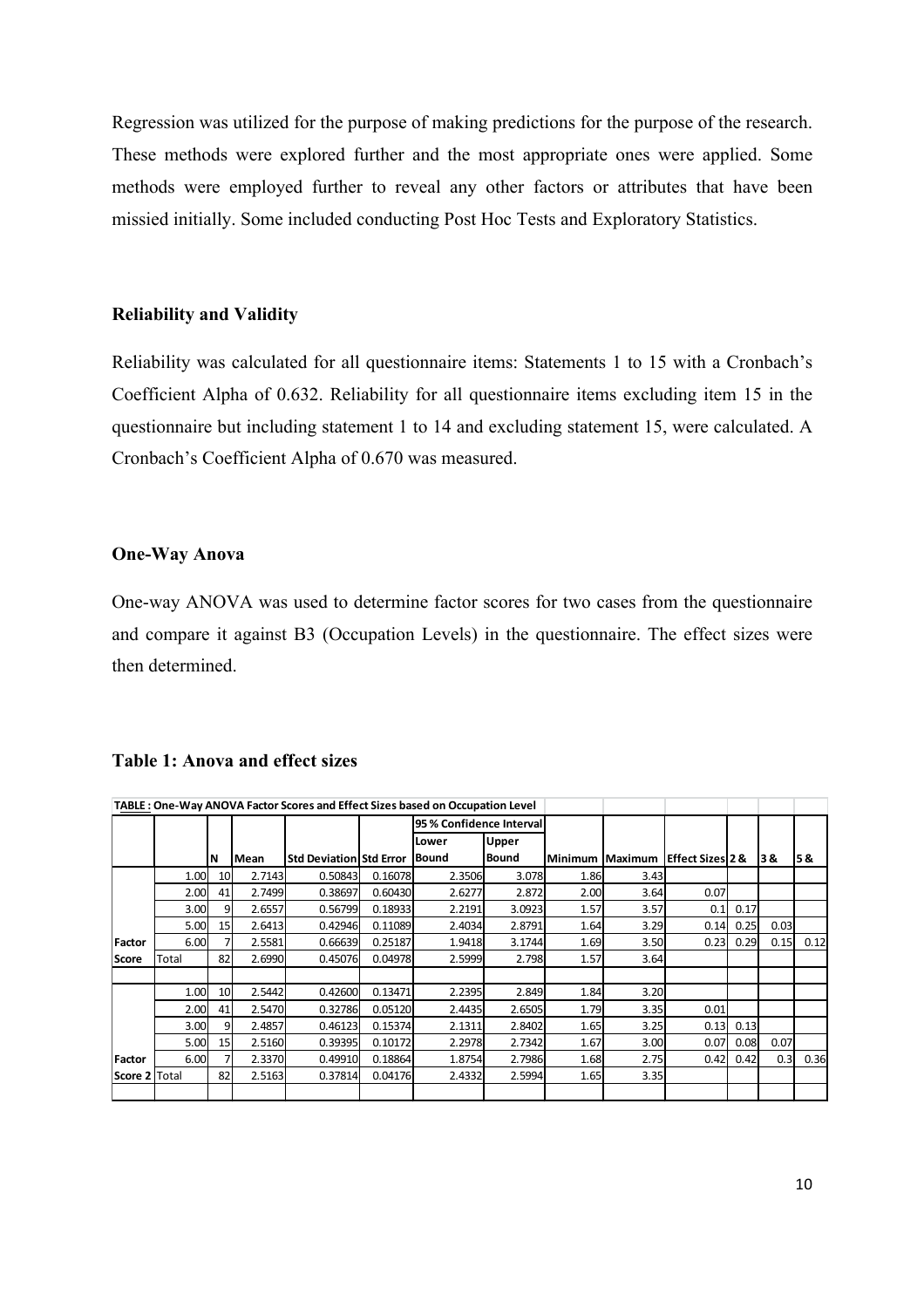Regression was utilized for the purpose of making predictions for the purpose of the research. These methods were explored further and the most appropriate ones were applied. Some methods were employed further to reveal any other factors or attributes that have been missied initially. Some included conducting Post Hoc Tests and Exploratory Statistics.

**Reliability and Validity**

Reliability was calculated for all questionnaire items: Statements 1 to 15 with a Cronbach's Coefficient Alpha of 0.632. Reliability for all questionnaire items excluding item 15 in the questionnaire but including statement 1 to 14 and excluding statement 15, were calculated. A Cronbach's Coefficient Alpha of 0.670 was measured.

**One-Way Anova**

One-way ANOVA was used to determine factor scores for two cases from the questionnaire and compare it against B3 (Occupation Levels) in the questionnaire. The effect sizes were then determined.

**Table 1: Anova and effect sizes**

**TABLE : One-Way ANOVA Factor Scores and Effect Sizes based on Occupation Level**

| | | N | Mean | Std Deviation | Std Error | 95 % Confidence Interval Lower Bound | Upper Bound | Minimum | Maximum | Effect Sizes 2 & | | 3 & | 5 & |
|---|---|---|---|---|---|---|---|---|---|---|---|---|---|
| | 1.00 | 10 | 2.7143 | 0.50843 | 0.16078 | 2.3506 | 3.078 | 1.86 | 3.43 | | | | |
| | 2.00 | 41 | 2.7499 | 0.38697 | 0.60430 | 2.6277 | 2.872 | 2.00 | 3.64 | 0.07 | | | |
| | 3.00 | 9 | 2.6557 | 0.56799 | 0.18933 | 2.2191 | 3.0923 | 1.57 | 3.57 | 0.1 | 0.17 | | |
| | 5.00 | 15 | 2.6413 | 0.42946 | 0.11089 | 2.4034 | 2.8791 | 1.64 | 3.29 | 0.14 | 0.25 | 0.03 | |
| Factor | 6.00 | 7 | 2.5581 | 0.66639 | 0.25187 | 1.9418 | 3.1744 | 1.69 | 3.50 | 0.23 | 0.29 | 0.15 | 0.12 |
| Score | Total | 82 | 2.6990 | 0.45076 | 0.04978 | 2.5999 | 2.798 | 1.57 | 3.64 | | | | |
| | | | | | | | | | | | | | |
| | 1.00 | 10 | 2.5442 | 0.42600 | 0.13471 | 2.2395 | 2.849 | 1.84 | 3.20 | | | | |
| | 2.00 | 41 | 2.5470 | 0.32786 | 0.05120 | 2.4435 | 2.6505 | 1.79 | 3.35 | 0.01 | | | |
| | 3.00 | 9 | 2.4857 | 0.46123 | 0.15374 | 2.1311 | 2.8402 | 1.65 | 3.25 | 0.13 | 0.13 | | |
| | 5.00 | 15 | 2.5160 | 0.39395 | 0.10172 | 2.2978 | 2.7342 | 1.67 | 3.00 | 0.07 | 0.08 | 0.07 | |
| Factor | 6.00 | 7 | 2.3370 | 0.49910 | 0.18864 | 1.8754 | 2.7986 | 1.68 | 2.75 | 0.42 | 0.42 | 0.3 | 0.36 |
| Score 2 | Total | 82 | 2.5163 | 0.37814 | 0.04176 | 2.4332 | 2.5994 | 1.65 | 3.35 | | | | |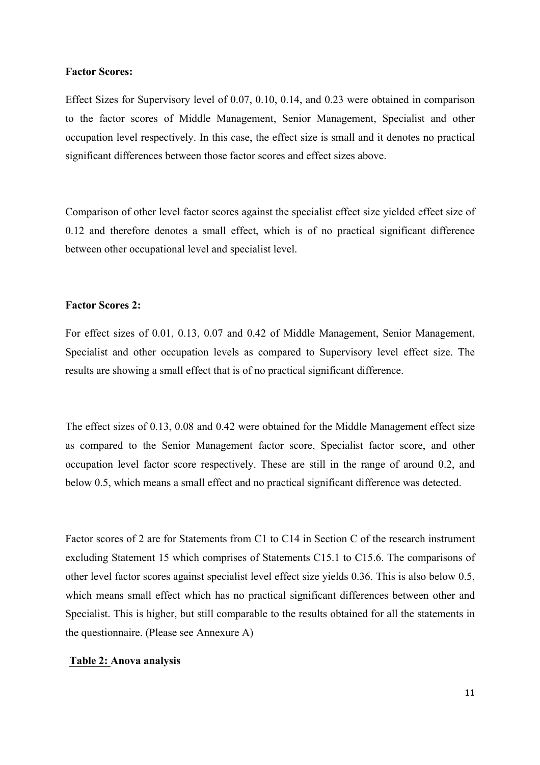**Factor Scores:**

Effect Sizes for Supervisory level of 0.07, 0.10, 0.14, and 0.23 were obtained in comparison to the factor scores of Middle Management, Senior Management, Specialist and other occupation level respectively. In this case, the effect size is small and it denotes no practical significant differences between those factor scores and effect sizes above.

Comparison of other level factor scores against the specialist effect size yielded effect size of 0.12 and therefore denotes a small effect, which is of no practical significant difference between other occupational level and specialist level.

**Factor Scores 2:**

For effect sizes of 0.01, 0.13, 0.07 and 0.42 of Middle Management, Senior Management, Specialist and other occupation levels as compared to Supervisory level effect size. The results are showing a small effect that is of no practical significant difference.

The effect sizes of 0.13, 0.08 and 0.42 were obtained for the Middle Management effect size as compared to the Senior Management factor score, Specialist factor score, and other occupation level factor score respectively. These are still in the range of around 0.2, and below 0.5, which means a small effect and no practical significant difference was detected.

Factor scores of 2 are for Statements from C1 to C14 in Section C of the research instrument excluding Statement 15 which comprises of Statements C15.1 to C15.6. The comparisons of other level factor scores against specialist level effect size yields 0.36. This is also below 0.5, which means small effect which has no practical significant differences between other and Specialist. This is higher, but still comparable to the results obtained for all the statements in the questionnaire. (Please see Annexure A)

**Table 2: Anova analysis**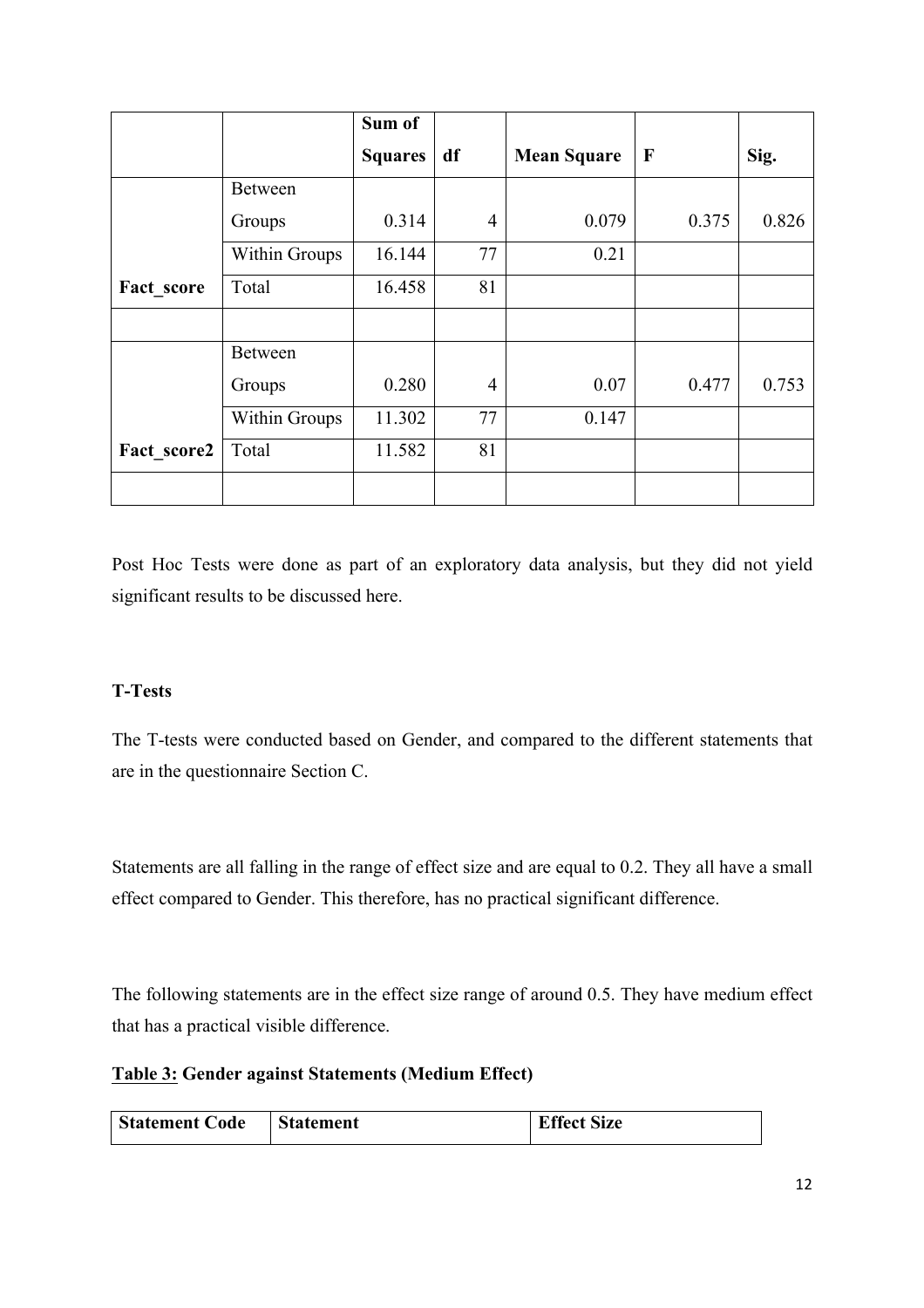| | | Sum of Squares | df | Mean Square | F | Sig. |
|---|---|---|---|---|---|---|
| | Between Groups | 0.314 | 4 | 0.079 | 0.375 | 0.826 |
| | Within Groups | 16.144 | 77 | 0.21 | | |
| **Fact_score** | Total | 16.458 | 81 | | | |
| | | | | | | |
| | Between Groups | 0.280 | 4 | 0.07 | 0.477 | 0.753 |
| | Within Groups | 11.302 | 77 | 0.147 | | |
| **Fact_score2** | Total | 11.582 | 81 | | | |
| | | | | | | |

Post Hoc Tests were done as part of an exploratory data analysis, but they did not yield significant results to be discussed here.

**T-Tests**

The T-tests were conducted based on Gender, and compared to the different statements that are in the questionnaire Section C.

Statements are all falling in the range of effect size and are equal to 0.2. They all have a small effect compared to Gender. This therefore, has no practical significant difference.

The following statements are in the effect size range of around 0.5. They have medium effect that has a practical visible difference.

**<u>Table 3:</u> Gender against Statements (Medium Effect)**

| Statement Code | Statement | Effect Size |
|---|---|---|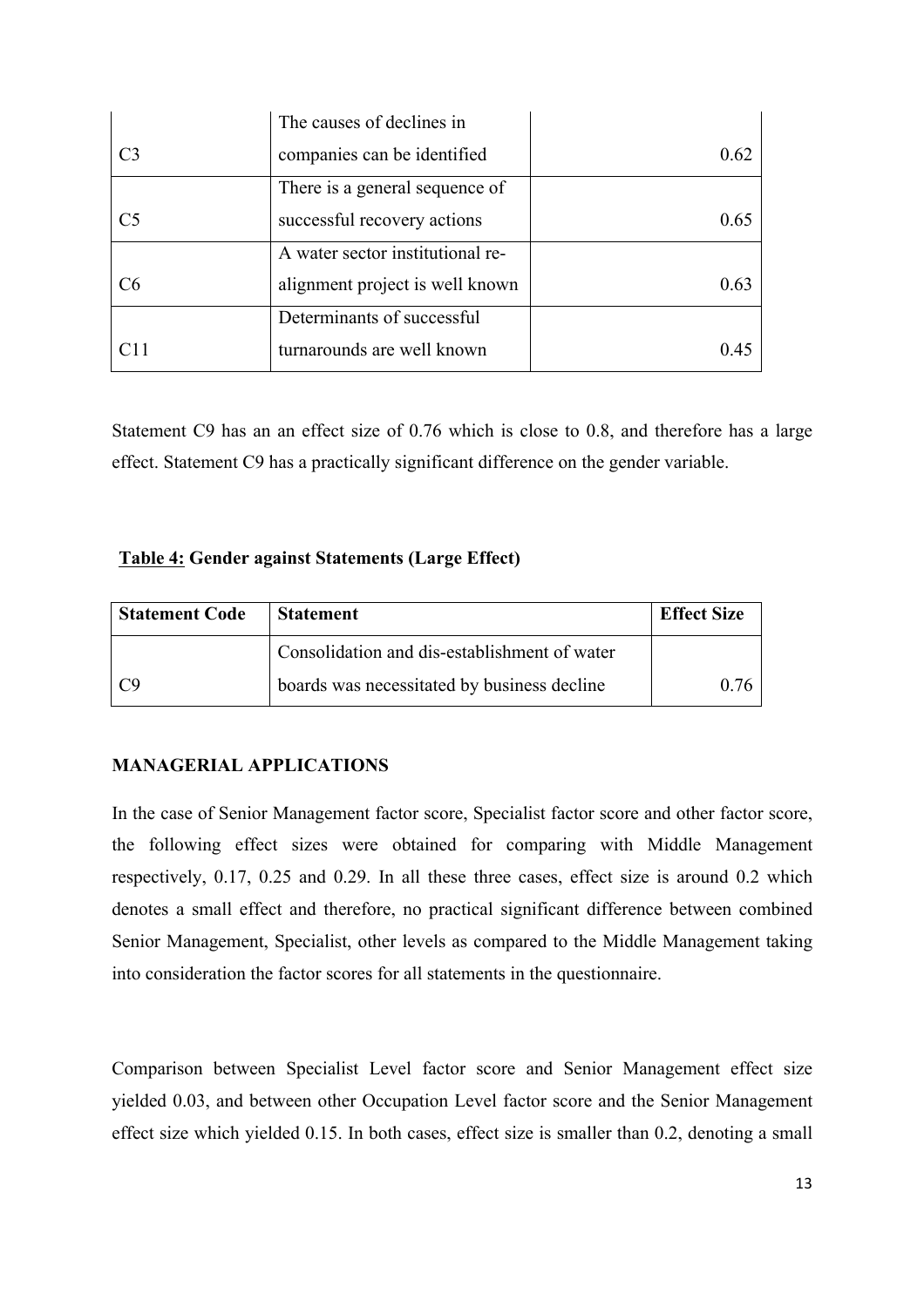| C3 | The causes of declines in companies can be identified | 0.62 |
|---|---|---|
| C5 | There is a general sequence of successful recovery actions | 0.65 |
| C6 | A water sector institutional re-alignment project is well known | 0.63 |
| C11 | Determinants of successful turnarounds are well known | 0.45 |

Statement C9 has an an effect size of 0.76 which is close to 0.8, and therefore has a large effect. Statement C9 has a practically significant difference on the gender variable.

**Table 4: Gender against Statements (Large Effect)**

| Statement Code | Statement | Effect Size |
|---|---|---|
| C9 | Consolidation and dis-establishment of water boards was necessitated by business decline | 0.76 |

**MANAGERIAL APPLICATIONS**

In the case of Senior Management factor score, Specialist factor score and other factor score, the following effect sizes were obtained for comparing with Middle Management respectively, 0.17, 0.25 and 0.29. In all these three cases, effect size is around 0.2 which denotes a small effect and therefore, no practical significant difference between combined Senior Management, Specialist, other levels as compared to the Middle Management taking into consideration the factor scores for all statements in the questionnaire.

Comparison between Specialist Level factor score and Senior Management effect size yielded 0.03, and between other Occupation Level factor score and the Senior Management effect size which yielded 0.15. In both cases, effect size is smaller than 0.2, denoting a small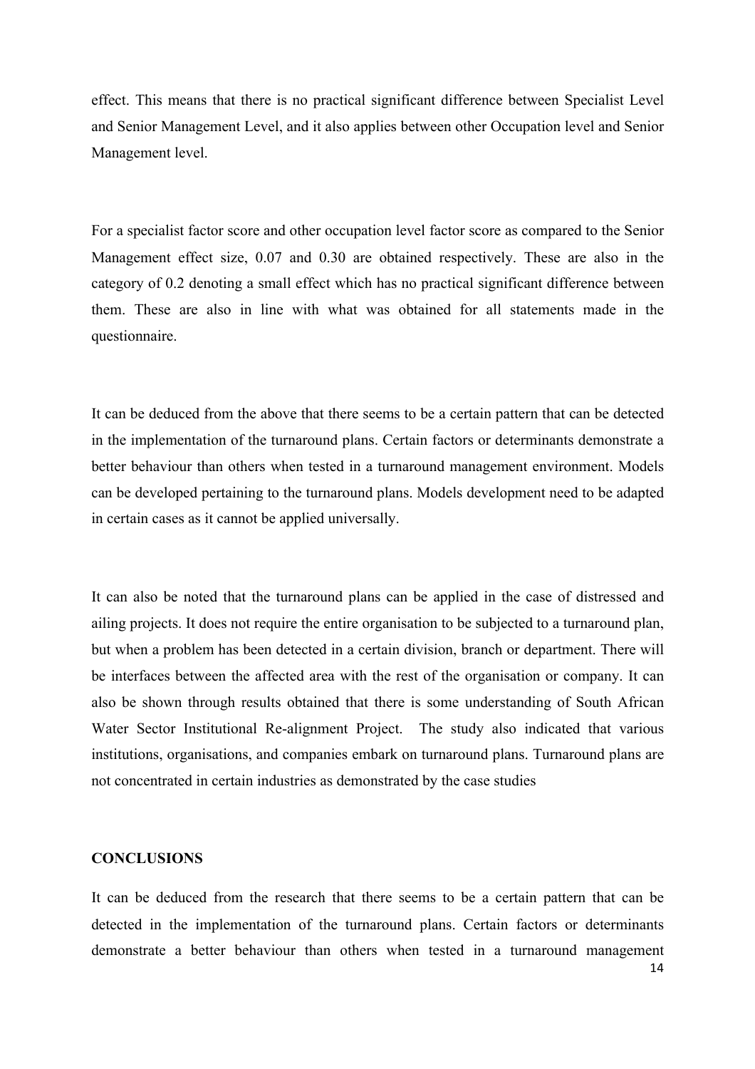effect. This means that there is no practical significant difference between Specialist Level and Senior Management Level, and it also applies between other Occupation level and Senior Management level.

For a specialist factor score and other occupation level factor score as compared to the Senior Management effect size, 0.07 and 0.30 are obtained respectively. These are also in the category of 0.2 denoting a small effect which has no practical significant difference between them. These are also in line with what was obtained for all statements made in the questionnaire.

It can be deduced from the above that there seems to be a certain pattern that can be detected in the implementation of the turnaround plans. Certain factors or determinants demonstrate a better behaviour than others when tested in a turnaround management environment. Models can be developed pertaining to the turnaround plans. Models development need to be adapted in certain cases as it cannot be applied universally.

It can also be noted that the turnaround plans can be applied in the case of distressed and ailing projects. It does not require the entire organisation to be subjected to a turnaround plan, but when a problem has been detected in a certain division, branch or department. There will be interfaces between the affected area with the rest of the organisation or company. It can also be shown through results obtained that there is some understanding of South African Water Sector Institutional Re-alignment Project. The study also indicated that various institutions, organisations, and companies embark on turnaround plans. Turnaround plans are not concentrated in certain industries as demonstrated by the case studies

**CONCLUSIONS**

It can be deduced from the research that there seems to be a certain pattern that can be detected in the implementation of the turnaround plans. Certain factors or determinants demonstrate a better behaviour than others when tested in a turnaround management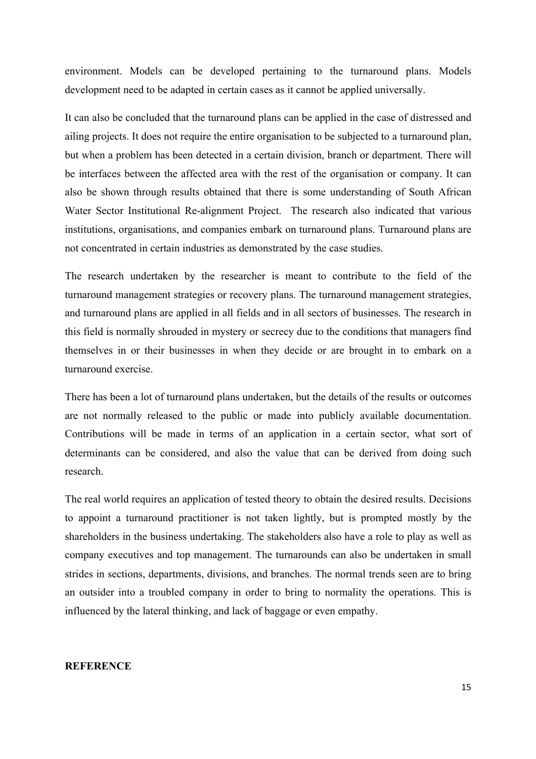environment. Models can be developed pertaining to the turnaround plans. Models development need to be adapted in certain cases as it cannot be applied universally.

It can also be concluded that the turnaround plans can be applied in the case of distressed and ailing projects. It does not require the entire organisation to be subjected to a turnaround plan, but when a problem has been detected in a certain division, branch or department. There will be interfaces between the affected area with the rest of the organisation or company. It can also be shown through results obtained that there is some understanding of South African Water Sector Institutional Re-alignment Project. The research also indicated that various institutions, organisations, and companies embark on turnaround plans. Turnaround plans are not concentrated in certain industries as demonstrated by the case studies.

The research undertaken by the researcher is meant to contribute to the field of the turnaround management strategies or recovery plans. The turnaround management strategies, and turnaround plans are applied in all fields and in all sectors of businesses. The research in this field is normally shrouded in mystery or secrecy due to the conditions that managers find themselves in or their businesses in when they decide or are brought in to embark on a turnaround exercise.

There has been a lot of turnaround plans undertaken, but the details of the results or outcomes are not normally released to the public or made into publicly available documentation. Contributions will be made in terms of an application in a certain sector, what sort of determinants can be considered, and also the value that can be derived from doing such research.

The real world requires an application of tested theory to obtain the desired results. Decisions to appoint a turnaround practitioner is not taken lightly, but is prompted mostly by the shareholders in the business undertaking. The stakeholders also have a role to play as well as company executives and top management. The turnarounds can also be undertaken in small strides in sections, departments, divisions, and branches. The normal trends seen are to bring an outsider into a troubled company in order to bring to normality the operations. This is influenced by the lateral thinking, and lack of baggage or even empathy.

**REFERENCE**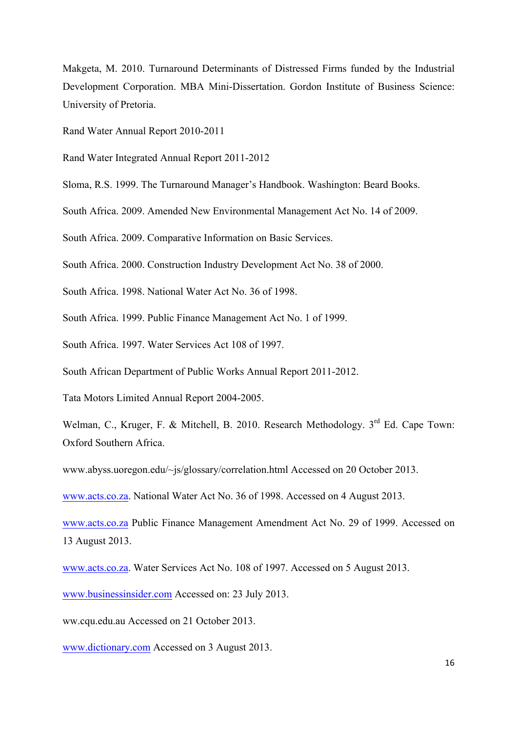Makgeta, M. 2010. Turnaround Determinants of Distressed Firms funded by the Industrial Development Corporation. MBA Mini-Dissertation. Gordon Institute of Business Science: University of Pretoria.

Rand Water Annual Report 2010-2011

Rand Water Integrated Annual Report 2011-2012

Sloma, R.S. 1999. The Turnaround Manager's Handbook. Washington: Beard Books.

South Africa. 2009. Amended New Environmental Management Act No. 14 of 2009.

South Africa. 2009. Comparative Information on Basic Services.

South Africa. 2000. Construction Industry Development Act No. 38 of 2000.

South Africa. 1998. National Water Act No. 36 of 1998.

South Africa. 1999. Public Finance Management Act No. 1 of 1999.

South Africa. 1997. Water Services Act 108 of 1997.

South African Department of Public Works Annual Report 2011-2012.

Tata Motors Limited Annual Report 2004-2005.

Welman, C., Kruger, F. & Mitchell, B. 2010. Research Methodology. 3rd Ed. Cape Town: Oxford Southern Africa.

www.abyss.uoregon.edu/~js/glossary/correlation.html Accessed on 20 October 2013.

www.acts.co.za. National Water Act No. 36 of 1998. Accessed on 4 August 2013.

www.acts.co.za Public Finance Management Amendment Act No. 29 of 1999. Accessed on 13 August 2013.

www.acts.co.za. Water Services Act No. 108 of 1997. Accessed on 5 August 2013.

www.businessinsider.com Accessed on: 23 July 2013.

ww.cqu.edu.au Accessed on 21 October 2013.

www.dictionary.com Accessed on 3 August 2013.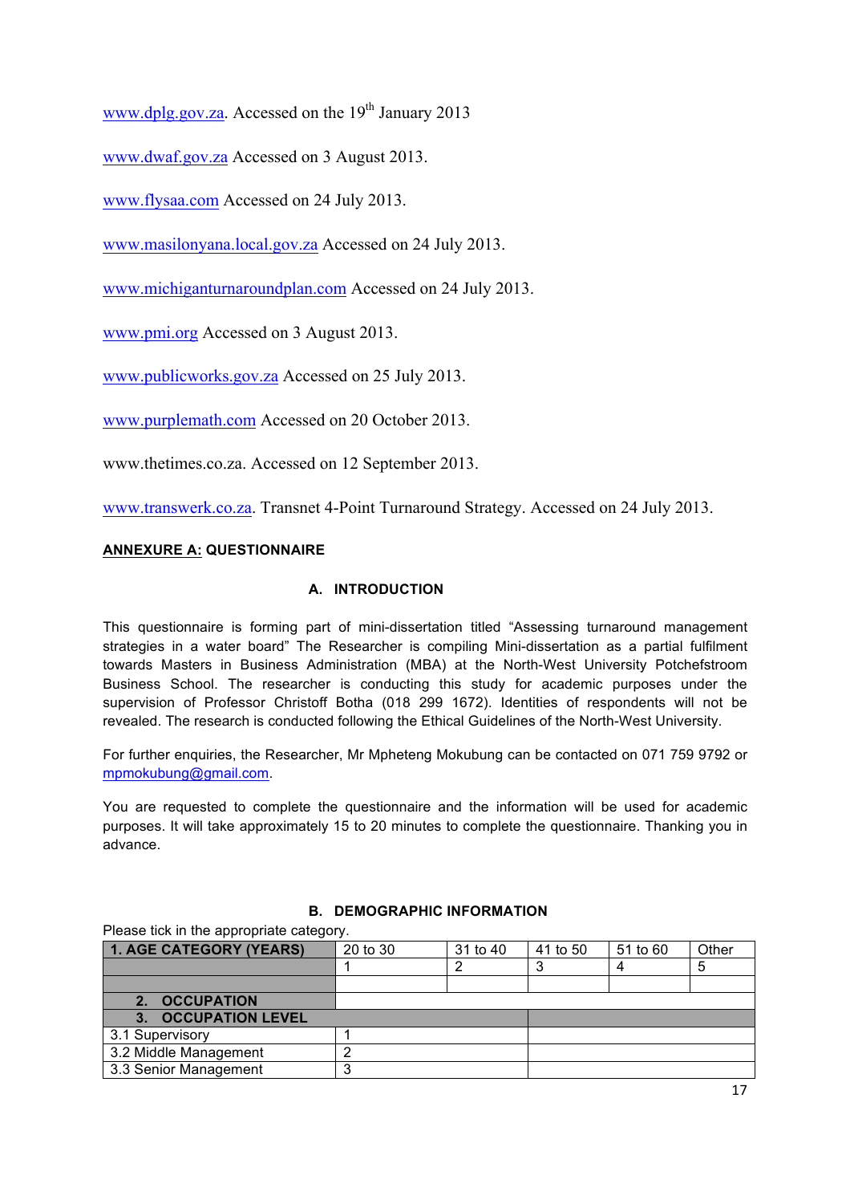www.dplg.gov.za. Accessed on the 19th January 2013

www.dwaf.gov.za Accessed on 3 August 2013.

www.flysaa.com Accessed on 24 July 2013.

www.masilonyana.local.gov.za Accessed on 24 July 2013.

www.michiganturnaroundplan.com Accessed on 24 July 2013.

www.pmi.org Accessed on 3 August 2013.

www.publicworks.gov.za Accessed on 25 July 2013.

www.purplemath.com Accessed on 20 October 2013.

www.thetimes.co.za. Accessed on 12 September 2013.

www.transwerk.co.za. Transnet 4-Point Turnaround Strategy. Accessed on 24 July 2013.

## ANNEXURE A: QUESTIONNAIRE

### A. INTRODUCTION

This questionnaire is forming part of mini-dissertation titled "Assessing turnaround management strategies in a water board" The Researcher is compiling Mini-dissertation as a partial fulfilment towards Masters in Business Administration (MBA) at the North-West University Potchefstroom Business School. The researcher is conducting this study for academic purposes under the supervision of Professor Christoff Botha (018 299 1672). Identities of respondents will not be revealed. The research is conducted following the Ethical Guidelines of the North-West University.

For further enquiries, the Researcher, Mr Mpheteng Mokubung can be contacted on 071 759 9792 or mpmokubung@gmail.com.

You are requested to complete the questionnaire and the information will be used for academic purposes. It will take approximately 15 to 20 minutes to complete the questionnaire. Thanking you in advance.

### B. DEMOGRAPHIC INFORMATION

Please tick in the appropriate category.

| **1. AGE CATEGORY (YEARS)** | 20 to 30 | 31 to 40 | 41 to 50 | 51 to 60 | Other |
|---|---|---|---|---|---|
| | 1 | 2 | 3 | 4 | 5 |
| | | | | | |
| **2. OCCUPATION** | | | | | |
| **3. OCCUPATION LEVEL** | | | | | |
| 3.1 Supervisory | 1 | | | | |
| 3.2 Middle Management | 2 | | | | |
| 3.3 Senior Management | 3 | | | | |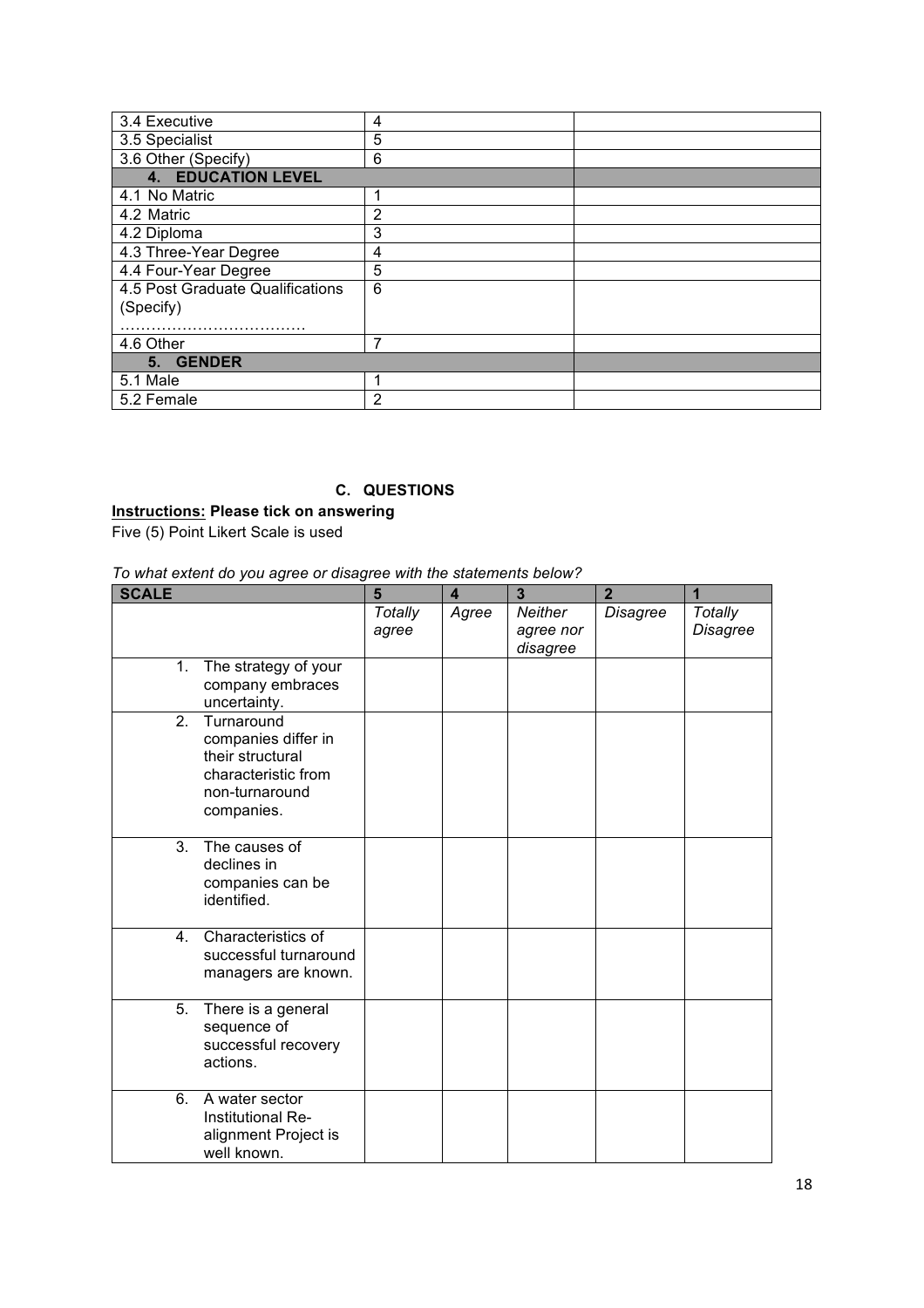| | | |
|---|---|---|
| 3.4 Executive | 4 | |
| 3.5 Specialist | 5 | |
| 3.6 Other (Specify) | 6 | |
| **4. EDUCATION LEVEL** | | |
| 4.1 No Matric | 1 | |
| 4.2 Matric | 2 | |
| 4.2 Diploma | 3 | |
| 4.3 Three-Year Degree | 4 | |
| 4.4 Four-Year Degree | 5 | |
| 4.5 Post Graduate Qualifications (Specify) ……………………………… | 6 | |
| 4.6 Other | 7 | |
| **5. GENDER** | | |
| 5.1 Male | 1 | |
| 5.2 Female | 2 | |

**C. QUESTIONS**

**Instructions: Please tick on answering**

Five (5) Point Likert Scale is used

*To what extent do you agree or disagree with the statements below?*

| **SCALE** | **5** | **4** | **3** | **2** | **1** |
|---|---|---|---|---|---|
| | *Totally agree* | *Agree* | *Neither agree nor disagree* | *Disagree* | *Totally Disagree* |
| 1. The strategy of your company embraces uncertainty. | | | | | |
| 2. Turnaround companies differ in their structural characteristic from non-turnaround companies. | | | | | |
| 3. The causes of declines in companies can be identified. | | | | | |
| 4. Characteristics of successful turnaround managers are known. | | | | | |
| 5. There is a general sequence of successful recovery actions. | | | | | |
| 6. A water sector Institutional Re-alignment Project is well known. | | | | | |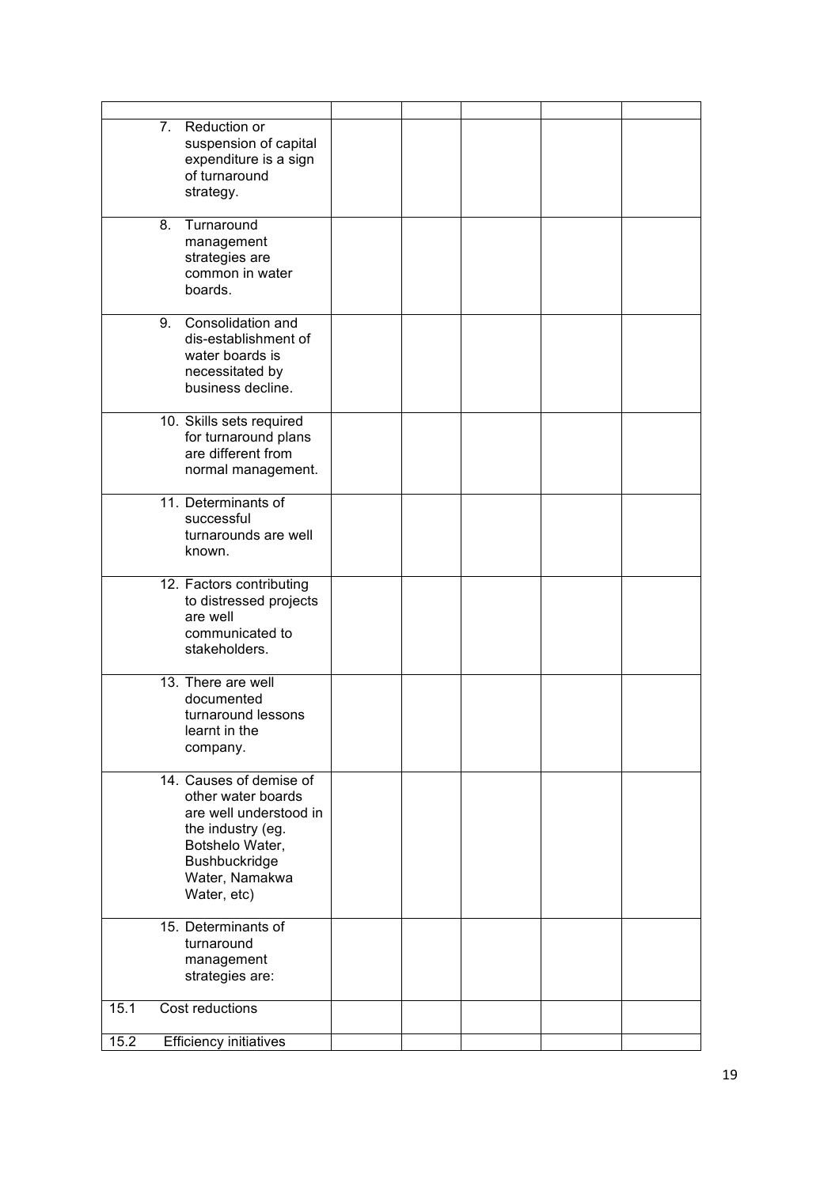| | | | | | | |
|---|---|---|---|---|---|---|
| | 7. Reduction or suspension of capital expenditure is a sign of turnaround strategy. | | | | | |
| | 8. Turnaround management strategies are common in water boards. | | | | | |
| | 9. Consolidation and dis-establishment of water boards is necessitated by business decline. | | | | | |
| | 10. Skills sets required for turnaround plans are different from normal management. | | | | | |
| | 11. Determinants of successful turnarounds are well known. | | | | | |
| | 12. Factors contributing to distressed projects are well communicated to stakeholders. | | | | | |
| | 13. There are well documented turnaround lessons learnt in the company. | | | | | |
| | 14. Causes of demise of other water boards are well understood in the industry (eg. Botshelo Water, Bushbuckridge Water, Namakwa Water, etc) | | | | | |
| | 15. Determinants of turnaround management strategies are: | | | | | |
| 15.1 | Cost reductions | | | | | |
| 15.2 | Efficiency initiatives | | | | | |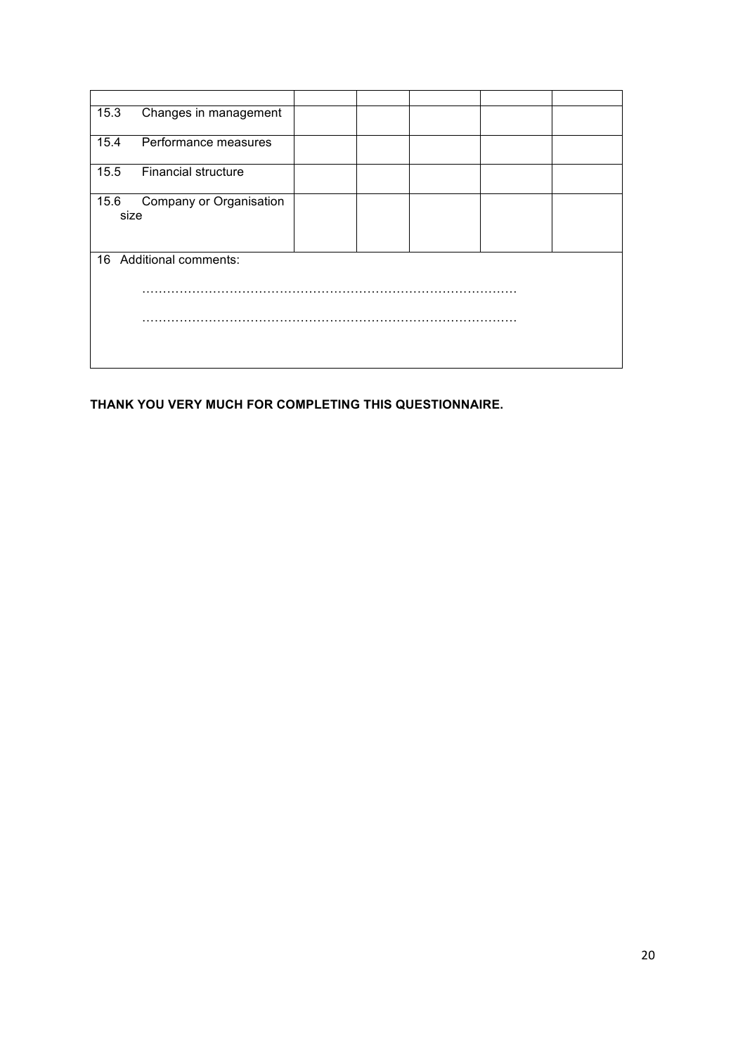| | | | | | |
|---|---|---|---|---|---|
| 15.3 Changes in management | | | | | |
| 15.4 Performance measures | | | | | |
| 15.5 Financial structure | | | | | |
| 15.6 Company or Organisation size | | | | | |

16 Additional comments:

……………………………………………………………………………

……………………………………………………………………………

**THANK YOU VERY MUCH FOR COMPLETING THIS QUESTIONNAIRE.**